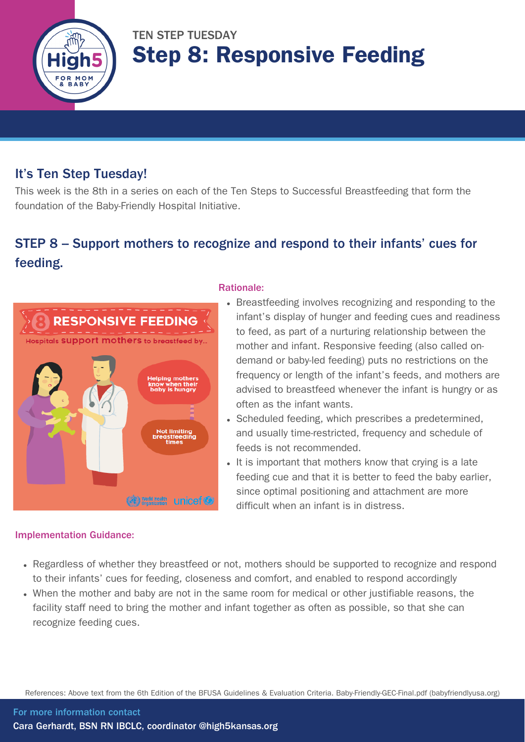TEN STEP TUESDAY

# Step 8: Responsive Feeding

## It's Ten Step Tuesday!

This week is the 8th in a series on each of the Ten Steps to Successful Breastfeeding that form the foundation of the Baby-Friendly Hospital Initiative.

## STEP 8 – Support mothers to recognize and respond to their infants' cues for feeding.

### Rationale:

- Breastfeeding involves recognizing and responding to the infant's display of hunger and feeding cues and readiness to feed, as part of a nurturing relationship between the mother and infant. Responsive feeding (also called on-demand or baby-led feeding) puts no restrictions on the frequency or length of the infant's feeds, and mothers are advised to breastfeed whenever the infant is hungry or as often as the infant wants.
- Scheduled feeding, which prescribes a predetermined, and usually time-restricted, frequency and schedule of feeds is not recommended.
- It is important that mothers know that crying is a late feeding cue and that it is better to feed the baby earlier, since optimal positioning and attachment are more difficult when an infant is in distress.

### Implementation Guidance:

- Regardless of whether they breastfeed or not, mothers should be supported to recognize and respond to their infants' cues for feeding, closeness and comfort, and enabled to respond accordingly
- When the mother and baby are not in the same room for medical or other justifiable reasons, the facility staff need to bring the mother and infant together as often as possible, so that she can recognize feeding cues.

References: Above text from the 6th Edition of the BFUSA Guidelines & Evaluation Criteria. Baby-Friendly-GEC-Final.pdf (babyfriendlyusa.org)

For more information contact

Cara Gerhardt, BSN RN IBCLC, coordinator @high5kansas.org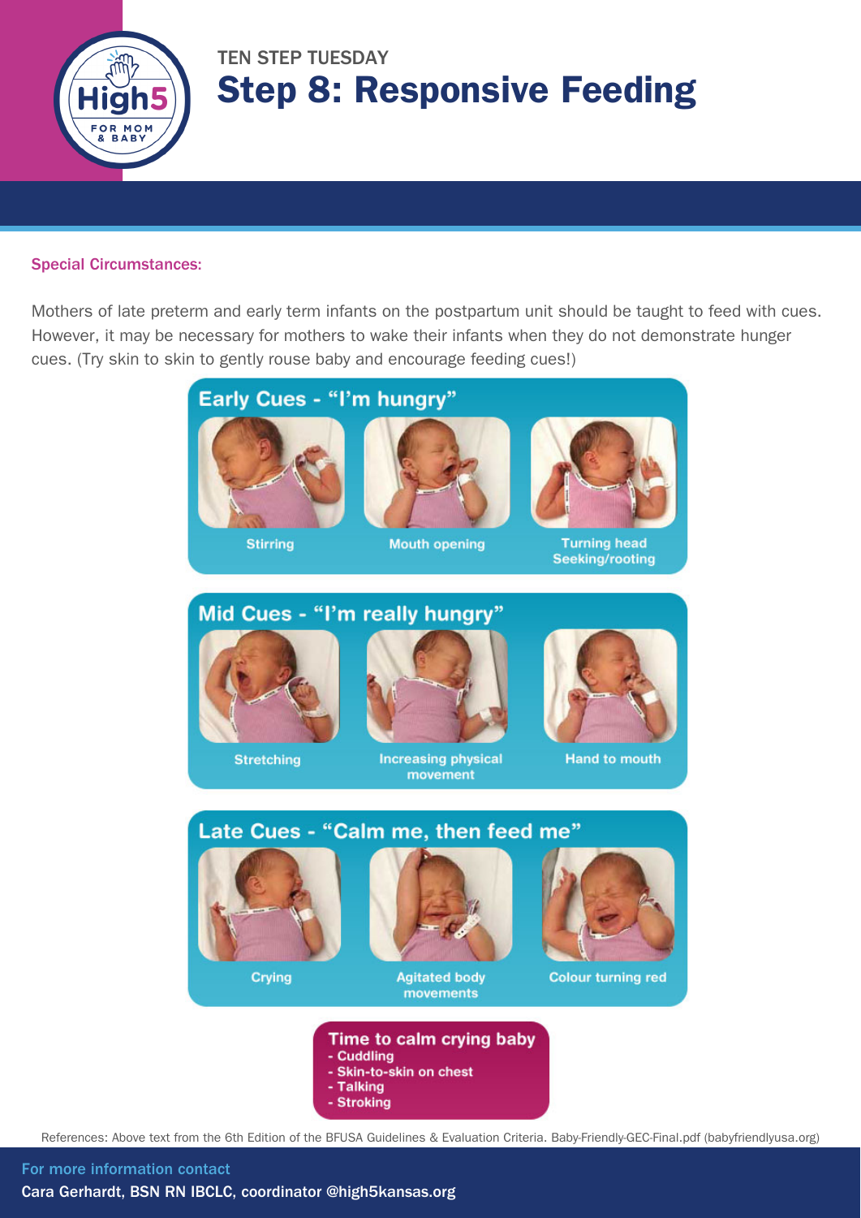TEN STEP TUESDAY

# Step 8: Responsive Feeding

**Special Circumstances:**

Mothers of late preterm and early term infants on the postpartum unit should be taught to feed with cues. However, it may be necessary for mothers to wake their infants when they do not demonstrate hunger cues. (Try skin to skin to gently rouse baby and encourage feeding cues!)

## Early Cues - "I'm hungry"

Stirring

Mouth opening

Turning head Seeking/rooting

## Mid Cues - "I'm really hungry"

Stretching

Increasing physical movement

Hand to mouth

## Late Cues - "Calm me, then feed me"

Crying

Agitated body movements

Colour turning red

**Time to calm crying baby**

- Cuddling
- Skin-to-skin on chest
- Talking
- Stroking

References: Above text from the 6th Edition of the BFUSA Guidelines & Evaluation Criteria. Baby-Friendly-GEC-Final.pdf (babyfriendlyusa.org)

For more information contact

Cara Gerhardt, BSN RN IBCLC, coordinator @high5kansas.org